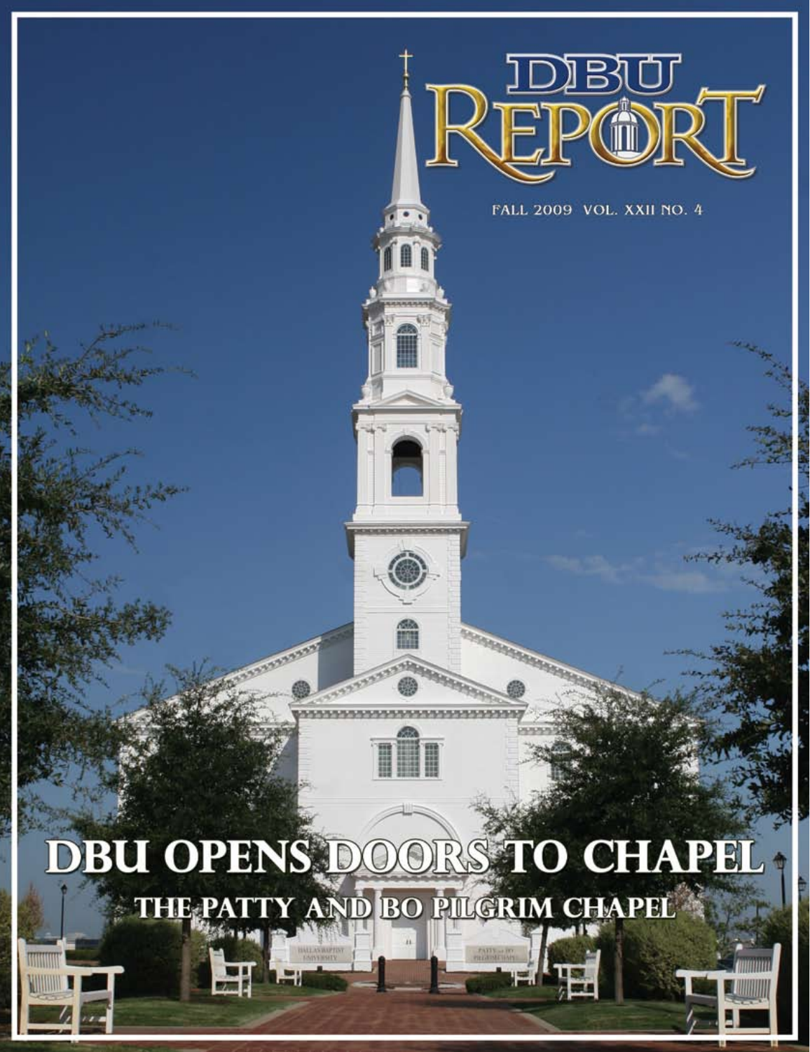# DBU REPORT

FALL 2009 VOL. XXII NO. 4

# DBU OPENS DOORS TO CHAPEL

## THE PATTY AND BO PILGRIM CHAPEL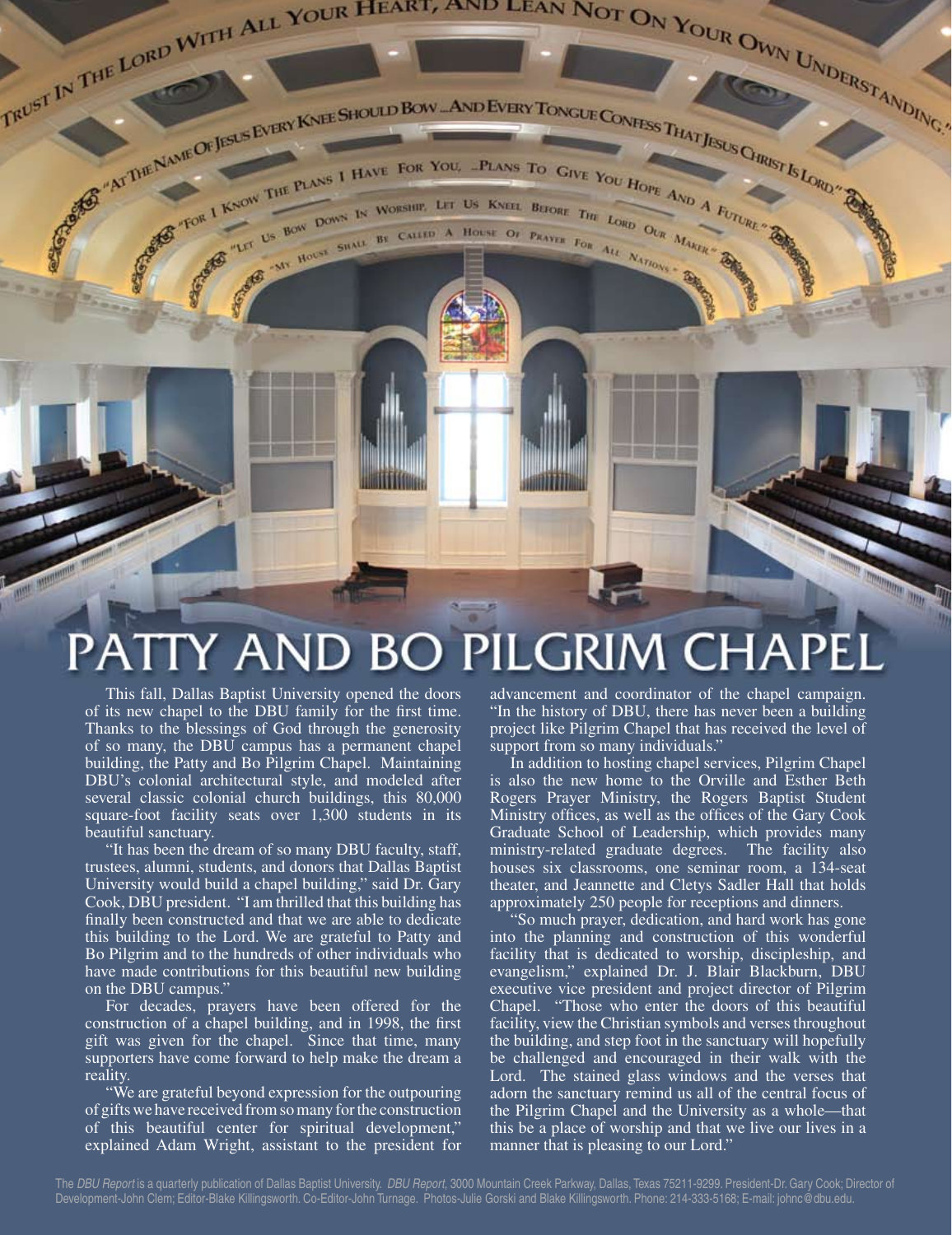# PATTY AND BO PILGRIM CHAPEL

This fall, Dallas Baptist University opened the doors of its new chapel to the DBU family for the first time. Thanks to the blessings of God through the generosity of so many, the DBU campus has a permanent chapel building, the Patty and Bo Pilgrim Chapel. Maintaining DBU's colonial architectural style, and modeled after several classic colonial church buildings, this 80,000 square-foot facility seats over 1,300 students in its beautiful sanctuary.

"It has been the dream of so many DBU faculty, staff, trustees, alumni, students, and donors that Dallas Baptist University would build a chapel building," said Dr. Gary Cook, DBU president. "I am thrilled that this building has finally been constructed and that we are able to dedicate this building to the Lord. We are grateful to Patty and Bo Pilgrim and to the hundreds of other individuals who have made contributions for this beautiful new building on the DBU campus."

For decades, prayers have been offered for the construction of a chapel building, and in 1998, the first gift was given for the chapel. Since that time, many supporters have come forward to help make the dream a reality.

"We are grateful beyond expression for the outpouring of gifts we have received from so many for the construction of this beautiful center for spiritual development," explained Adam Wright, assistant to the president for advancement and coordinator of the chapel campaign. "In the history of DBU, there has never been a building project like Pilgrim Chapel that has received the level of support from so many individuals."

In addition to hosting chapel services, Pilgrim Chapel is also the new home to the Orville and Esther Beth Rogers Prayer Ministry, the Rogers Baptist Student Ministry offices, as well as the offices of the Gary Cook Graduate School of Leadership, which provides many ministry-related graduate degrees. The facility also houses six classrooms, one seminar room, a 134-seat theater, and Jeannette and Cletys Sadler Hall that holds approximately 250 people for receptions and dinners.

"So much prayer, dedication, and hard work has gone into the planning and construction of this wonderful facility that is dedicated to worship, discipleship, and evangelism," explained Dr. J. Blair Blackburn, DBU executive vice president and project director of Pilgrim Chapel. "Those who enter the doors of this beautiful facility, view the Christian symbols and verses throughout the building, and step foot in the sanctuary will hopefully be challenged and encouraged in their walk with the Lord. The stained glass windows and the verses that adorn the sanctuary remind us all of the central focus of the Pilgrim Chapel and the University as a whole—that this be a place of worship and that we live our lives in a manner that is pleasing to our Lord."

The *DBU Report* is a quarterly publication of Dallas Baptist University. *DBU Report*, 3000 Mountain Creek Parkway, Dallas, Texas 75211-9299. President-Dr. Gary Cook; Director of Development-John Clem; Editor-Blake Killingsworth. Co-Editor-John Turnage. Photos-Julie Gorski and Blake Killingsworth. Phone: 214-333-5168; E-mail: johnc@dbu.edu.